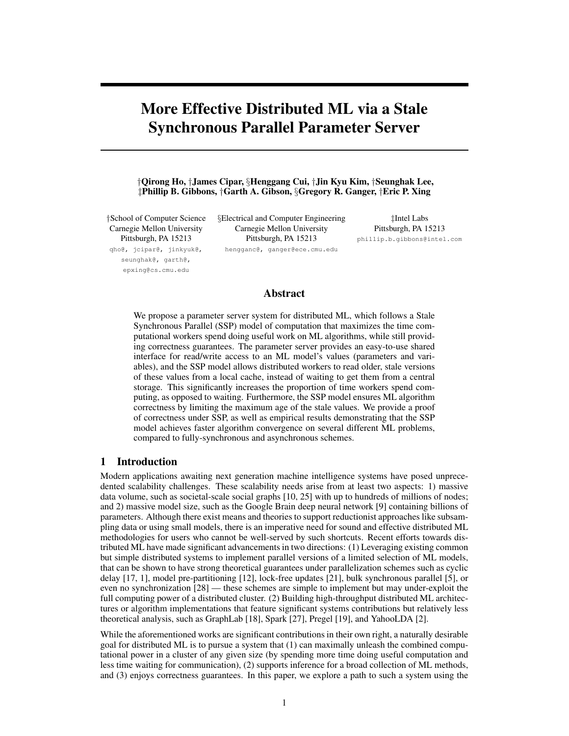# More Effective Distributed ML via a Stale Synchronous Parallel Parameter Server

†**Qirong Ho**, †**James Cipar**, §**Henggang Cui**, †**Jin Kyu Kim**, †**Seunghak Lee**,
‡**Phillip B. Gibbons**, †**Garth A. Gibson**, §**Gregory R. Ganger**, †**Eric P. Xing**

†School of Computer Science
Carnegie Mellon University
Pittsburgh, PA 15213
qho@, jcipar@, jinkyuk@, seunghak@, garth@, epxing@cs.cmu.edu

§Electrical and Computer Engineering
Carnegie Mellon University
Pittsburgh, PA 15213
hengganc@, ganger@ece.cmu.edu

‡Intel Labs
Pittsburgh, PA 15213
phillip.b.gibbons@intel.com

## Abstract

We propose a parameter server system for distributed ML, which follows a Stale Synchronous Parallel (SSP) model of computation that maximizes the time computational workers spend doing useful work on ML algorithms, while still providing correctness guarantees. The parameter server provides an easy-to-use shared interface for read/write access to an ML model's values (parameters and variables), and the SSP model allows distributed workers to read older, stale versions of these values from a local cache, instead of waiting to get them from a central storage. This significantly increases the proportion of time workers spend computing, as opposed to waiting. Furthermore, the SSP model ensures ML algorithm correctness by limiting the maximum age of the stale values. We provide a proof of correctness under SSP, as well as empirical results demonstrating that the SSP model achieves faster algorithm convergence on several different ML problems, compared to fully-synchronous and asynchronous schemes.

## 1 Introduction

Modern applications awaiting next generation machine intelligence systems have posed unprecedented scalability challenges. These scalability needs arise from at least two aspects: 1) massive data volume, such as societal-scale social graphs [10, 25] with up to hundreds of millions of nodes; and 2) massive model size, such as the Google Brain deep neural network [9] containing billions of parameters. Although there exist means and theories to support reductionist approaches like subsampling data or using small models, there is an imperative need for sound and effective distributed ML methodologies for users who cannot be well-served by such shortcuts. Recent efforts towards distributed ML have made significant advancements in two directions: (1) Leveraging existing common but simple distributed systems to implement parallel versions of a limited selection of ML models, that can be shown to have strong theoretical guarantees under parallelization schemes such as cyclic delay [17, 1], model pre-partitioning [12], lock-free updates [21], bulk synchronous parallel [5], or even no synchronization [28] — these schemes are simple to implement but may under-exploit the full computing power of a distributed cluster. (2) Building high-throughput distributed ML architectures or algorithm implementations that feature significant systems contributions but relatively less theoretical analysis, such as GraphLab [18], Spark [27], Pregel [19], and YahooLDA [2].

While the aforementioned works are significant contributions in their own right, a naturally desirable goal for distributed ML is to pursue a system that (1) can maximally unleash the combined computational power in a cluster of any given size (by spending more time doing useful computation and less time waiting for communication), (2) supports inference for a broad collection of ML methods, and (3) enjoys correctness guarantees. In this paper, we explore a path to such a system using the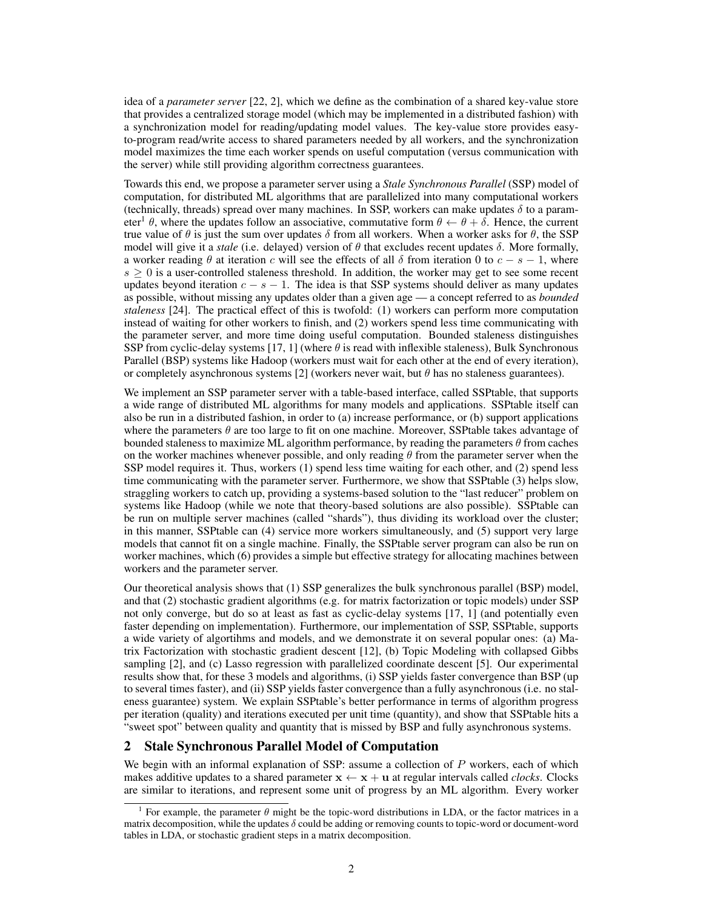idea of a *parameter server* [22, 2], which we define as the combination of a shared key-value store that provides a centralized storage model (which may be implemented in a distributed fashion) with a synchronization model for reading/updating model values. The key-value store provides easy-to-program read/write access to shared parameters needed by all workers, and the synchronization model maximizes the time each worker spends on useful computation (versus communication with the server) while still providing algorithm correctness guarantees.

Towards this end, we propose a parameter server using a *Stale Synchronous Parallel* (SSP) model of computation, for distributed ML algorithms that are parallelized into many computational workers (technically, threads) spread over many machines. In SSP, workers can make updates $\delta$ to a parameter[1] $\theta$, where the updates follow an associative, commutative form $\theta \leftarrow \theta + \delta$. Hence, the current true value of $\theta$ is just the sum over updates $\delta$ from all workers. When a worker asks for $\theta$, the SSP model will give it a *stale* (i.e. delayed) version of $\theta$ that excludes recent updates $\delta$. More formally, a worker reading $\theta$ at iteration $c$ will see the effects of all $\delta$ from iteration 0 to $c - s - 1$, where $s \geq 0$ is a user-controlled staleness threshold. In addition, the worker may get to see some recent updates beyond iteration $c - s - 1$. The idea is that SSP systems should deliver as many updates as possible, without missing any updates older than a given age — a concept referred to as *bounded staleness* [24]. The practical effect of this is twofold: (1) workers can perform more computation instead of waiting for other workers to finish, and (2) workers spend less time communicating with the parameter server, and more time doing useful computation. Bounded staleness distinguishes SSP from cyclic-delay systems [17, 1] (where $\theta$ is read with inflexible staleness), Bulk Synchronous Parallel (BSP) systems like Hadoop (workers must wait for each other at the end of every iteration), or completely asynchronous systems [2] (workers never wait, but $\theta$ has no staleness guarantees).

We implement an SSP parameter server with a table-based interface, called SSPtable, that supports a wide range of distributed ML algorithms for many models and applications. SSPtable itself can also be run in a distributed fashion, in order to (a) increase performance, or (b) support applications where the parameters $\theta$ are too large to fit on one machine. Moreover, SSPtable takes advantage of bounded staleness to maximize ML algorithm performance, by reading the parameters $\theta$ from caches on the worker machines whenever possible, and only reading $\theta$ from the parameter server when the SSP model requires it. Thus, workers (1) spend less time waiting for each other, and (2) spend less time communicating with the parameter server. Furthermore, we show that SSPtable (3) helps slow, straggling workers to catch up, providing a systems-based solution to the "last reducer" problem on systems like Hadoop (while we note that theory-based solutions are also possible). SSPtable can be run on multiple server machines (called "shards"), thus dividing its workload over the cluster; in this manner, SSPtable can (4) service more workers simultaneously, and (5) support very large models that cannot fit on a single machine. Finally, the SSPtable server program can also be run on worker machines, which (6) provides a simple but effective strategy for allocating machines between workers and the parameter server.

Our theoretical analysis shows that (1) SSP generalizes the bulk synchronous parallel (BSP) model, and that (2) stochastic gradient algorithms (e.g. for matrix factorization or topic models) under SSP not only converge, but do so at least as fast as cyclic-delay systems [17, 1] (and potentially even faster depending on implementation). Furthermore, our implementation of SSP, SSPtable, supports a wide variety of algortihms and models, and we demonstrate it on several popular ones: (a) Matrix Factorization with stochastic gradient descent [12], (b) Topic Modeling with collapsed Gibbs sampling [2], and (c) Lasso regression with parallelized coordinate descent [5]. Our experimental results show that, for these 3 models and algorithms, (i) SSP yields faster convergence than BSP (up to several times faster), and (ii) SSP yields faster convergence than a fully asynchronous (i.e. no staleness guarantee) system. We explain SSPtable's better performance in terms of algorithm progress per iteration (quality) and iterations executed per unit time (quantity), and show that SSPtable hits a "sweet spot" between quality and quantity that is missed by BSP and fully asynchronous systems.

## 2 Stale Synchronous Parallel Model of Computation

We begin with an informal explanation of SSP: assume a collection of $P$ workers, each of which makes additive updates to a shared parameter $\mathbf{x} \leftarrow \mathbf{x} + \mathbf{u}$ at regular intervals called *clocks*. Clocks are similar to iterations, and represent some unit of progress by an ML algorithm. Every worker

[1] For example, the parameter $\theta$ might be the topic-word distributions in LDA, or the factor matrices in a matrix decomposition, while the updates $\delta$ could be adding or removing counts to topic-word or document-word tables in LDA, or stochastic gradient steps in a matrix decomposition.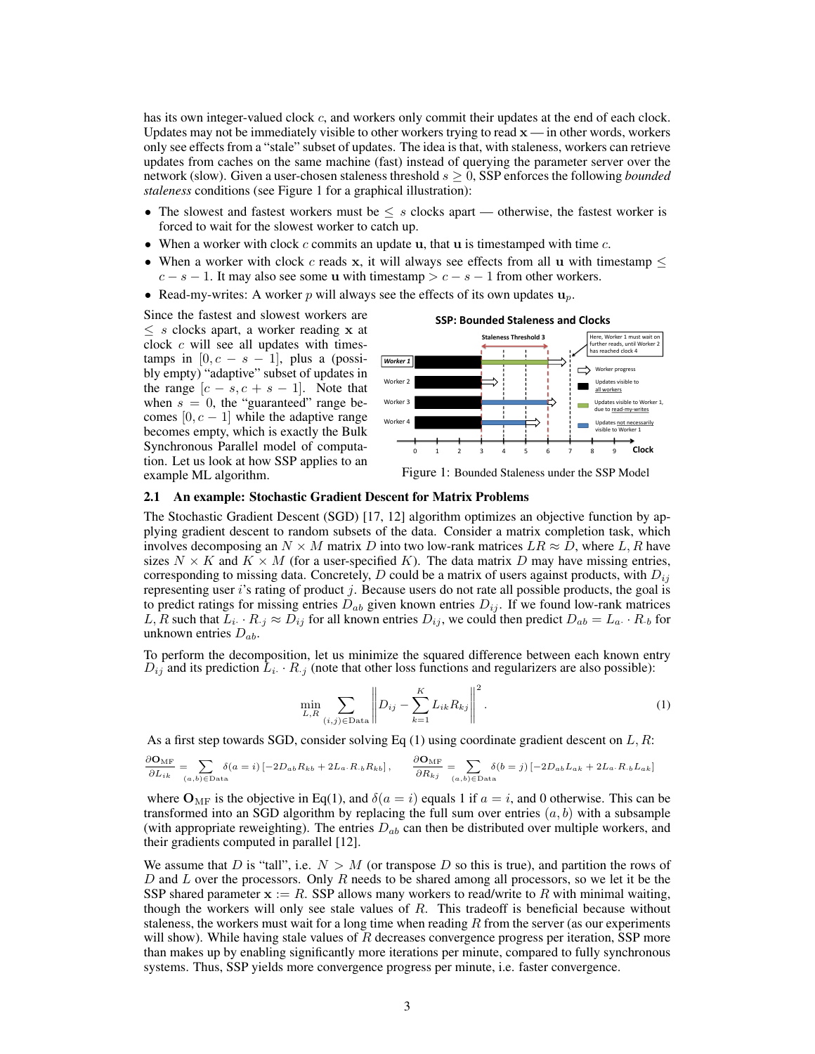has its own integer-valued clock $c$, and workers only commit their updates at the end of each clock. Updates may not be immediately visible to other workers trying to read $\mathbf{x}$ — in other words, workers only see effects from a "stale" subset of updates. The idea is that, with staleness, workers can retrieve updates from caches on the same machine (fast) instead of querying the parameter server over the network (slow). Given a user-chosen staleness threshold $s \geq 0$, SSP enforces the following *bounded staleness* conditions (see Figure 1 for a graphical illustration):

- The slowest and fastest workers must be $\leq s$ clocks apart — otherwise, the fastest worker is forced to wait for the slowest worker to catch up.
- When a worker with clock $c$ commits an update $\mathbf{u}$, that $\mathbf{u}$ is timestamped with time $c$.
- When a worker with clock $c$ reads $\mathbf{x}$, it will always see effects from all $\mathbf{u}$ with timestamp $\leq c - s - 1$. It may also see some $\mathbf{u}$ with timestamp $> c - s - 1$ from other workers.
- Read-my-writes: A worker $p$ will always see the effects of its own updates $\mathbf{u}_p$.

Since the fastest and slowest workers are $\leq s$ clocks apart, a worker reading $\mathbf{x}$ at clock $c$ will see all updates with timestamps in $[0, c - s - 1]$, plus a (possibly empty) "adaptive" subset of updates in the range $[c - s, c + s - 1]$. Note that when $s = 0$, the "guaranteed" range becomes $[0, c - 1]$ while the adaptive range becomes empty, which is exactly the Bulk Synchronous Parallel model of computation. Let us look at how SSP applies to an example ML algorithm.

Figure 1: Bounded Staleness under the SSP Model

## 2.1 An example: Stochastic Gradient Descent for Matrix Problems

The Stochastic Gradient Descent (SGD) [17, 12] algorithm optimizes an objective function by applying gradient descent to random subsets of the data. Consider a matrix completion task, which involves decomposing an $N \times M$ matrix $D$ into two low-rank matrices $LR \approx D$, where $L, R$ have sizes $N \times K$ and $K \times M$ (for a user-specified $K$). The data matrix $D$ may have missing entries, corresponding to missing data. Concretely, $D$ could be a matrix of users against products, with $D_{ij}$ representing user $i$'s rating of product $j$. Because users do not rate all possible products, the goal is to predict ratings for missing entries $D_{ab}$ given known entries $D_{ij}$. If we found low-rank matrices $L, R$ such that $L_{i\cdot} \cdot R_{\cdot j} \approx D_{ij}$ for all known entries $D_{ij}$, we could then predict $D_{ab} = L_{a\cdot} \cdot R_{\cdot b}$ for unknown entries $D_{ab}$.

To perform the decomposition, let us minimize the squared difference between each known entry $D_{ij}$ and its prediction $L_{i\cdot} \cdot R_{\cdot j}$ (note that other loss functions and regularizers are also possible):

$$\min_{L,R} \sum_{(i,j) \in \text{Data}} \left\| D_{ij} - \sum_{k=1}^{K} L_{ik} R_{kj} \right\|^2 . \tag{1}$$

As a first step towards SGD, consider solving Eq (1) using coordinate gradient descent on $L, R$:

$$\frac{\partial \mathbf{O}_{\text{MF}}}{\partial L_{ik}} = \sum_{(a,b) \in \text{Data}} \delta(a = i) \left[ -2 D_{ab} R_{kb} + 2 L_{a\cdot} R_{\cdot b} R_{kb} \right], \qquad \frac{\partial \mathbf{O}_{\text{MF}}}{\partial R_{kj}} = \sum_{(a,b) \in \text{Data}} \delta(b = j) \left[ -2 D_{ab} L_{ak} + 2 L_{a\cdot} R_{\cdot b} L_{ak} \right]$$

where $\mathbf{O}_{\text{MF}}$ is the objective in Eq(1), and $\delta(a = i)$ equals 1 if $a = i$, and 0 otherwise. This can be transformed into an SGD algorithm by replacing the full sum over entries $(a, b)$ with a subsample (with appropriate reweighting). The entries $D_{ab}$ can then be distributed over multiple workers, and their gradients computed in parallel [12].

We assume that $D$ is "tall", i.e. $N > M$ (or transpose $D$ so this is true), and partition the rows of $D$ and $L$ over the processors. Only $R$ needs to be shared among all processors, so we let it be the SSP shared parameter $\mathbf{x} := R$. SSP allows many workers to read/write to $R$ with minimal waiting, though the workers will only see stale values of $R$. This tradeoff is beneficial because without staleness, the workers must wait for a long time when reading $R$ from the server (as our experiments will show). While having stale values of $R$ decreases convergence progress per iteration, SSP more than makes up by enabling significantly more iterations per minute, compared to fully synchronous systems. Thus, SSP yields more convergence progress per minute, i.e. faster convergence.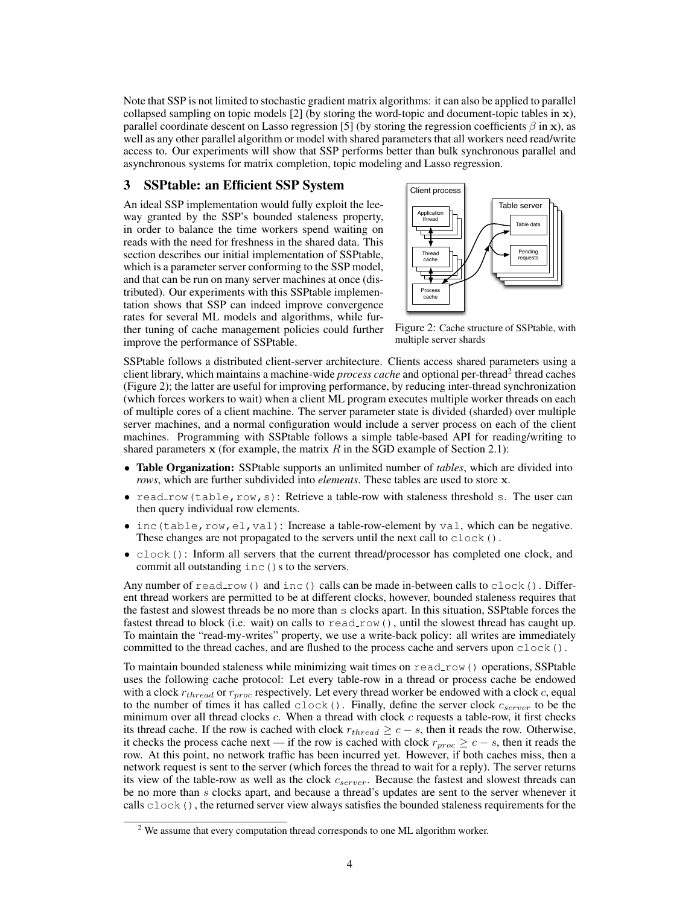Note that SSP is not limited to stochastic gradient matrix algorithms: it can also be applied to parallel collapsed sampling on topic models [2] (by storing the word-topic and document-topic tables in $\mathbf{x}$), parallel coordinate descent on Lasso regression [5] (by storing the regression coefficients $\beta$ in $\mathbf{x}$), as well as any other parallel algorithm or model with shared parameters that all workers need read/write access to. Our experiments will show that SSP performs better than bulk synchronous parallel and asynchronous systems for matrix completion, topic modeling and Lasso regression.

## 3 SSPtable: an Efficient SSP System

An ideal SSP implementation would fully exploit the leeway granted by the SSP's bounded staleness property, in order to balance the time workers spend waiting on reads with the need for freshness in the shared data. This section describes our initial implementation of SSPtable, which is a parameter server conforming to the SSP model, and that can be run on many server machines at once (distributed). Our experiments with this SSPtable implementation shows that SSP can indeed improve convergence rates for several ML models and algorithms, while further tuning of cache management policies could further improve the performance of SSPtable.

Figure 2: Cache structure of SSPtable, with multiple server shards

SSPtable follows a distributed client-server architecture. Clients access shared parameters using a client library, which maintains a machine-wide *process cache* and optional per-thread[2] thread caches (Figure 2); the latter are useful for improving performance, by reducing inter-thread synchronization (which forces workers to wait) when a client ML program executes multiple worker threads on each of multiple cores of a client machine. The server parameter state is divided (sharded) over multiple server machines, and a normal configuration would include a server process on each of the client machines. Programming with SSPtable follows a simple table-based API for reading/writing to shared parameters $\mathbf{x}$ (for example, the matrix $R$ in the SGD example of Section 2.1):

- **Table Organization:** SSPtable supports an unlimited number of *tables*, which are divided into *rows*, which are further subdivided into *elements*. These tables are used to store $\mathbf{x}$.
- `read_row(table,row,s)`: Retrieve a table-row with staleness threshold `s`. The user can then query individual row elements.
- `inc(table,row,el,val)`: Increase a table-row-element by `val`, which can be negative. These changes are not propagated to the servers until the next call to `clock()`.
- `clock()`: Inform all servers that the current thread/processor has completed one clock, and commit all outstanding `inc()`s to the servers.

Any number of `read_row()` and `inc()` calls can be made in-between calls to `clock()`. Different thread workers are permitted to be at different clocks, however, bounded staleness requires that the fastest and slowest threads be no more than `s` clocks apart. In this situation, SSPtable forces the fastest thread to block (i.e. wait) on calls to `read_row()`, until the slowest thread has caught up. To maintain the "read-my-writes" property, we use a write-back policy: all writes are immediately committed to the thread caches, and are flushed to the process cache and servers upon `clock()`.

To maintain bounded staleness while minimizing wait times on `read_row()` operations, SSPtable uses the following cache protocol: Let every table-row in a thread or process cache be endowed with a clock $r_{thread}$ or $r_{proc}$ respectively. Let every thread worker be endowed with a clock $c$, equal to the number of times it has called `clock()`. Finally, define the server clock $c_{server}$ to be the minimum over all thread clocks $c$. When a thread with clock $c$ requests a table-row, it first checks its thread cache. If the row is cached with clock $r_{thread} \geq c - s$, then it reads the row. Otherwise, it checks the process cache next — if the row is cached with clock $r_{proc} \geq c - s$, then it reads the row. At this point, no network traffic has been incurred yet. However, if both caches miss, then a network request is sent to the server (which forces the thread to wait for a reply). The server returns its view of the table-row as well as the clock $c_{server}$. Because the fastest and slowest threads can be no more than $s$ clocks apart, and because a thread's updates are sent to the server whenever it calls `clock()`, the returned server view always satisfies the bounded staleness requirements for the

[2] We assume that every computation thread corresponds to one ML algorithm worker.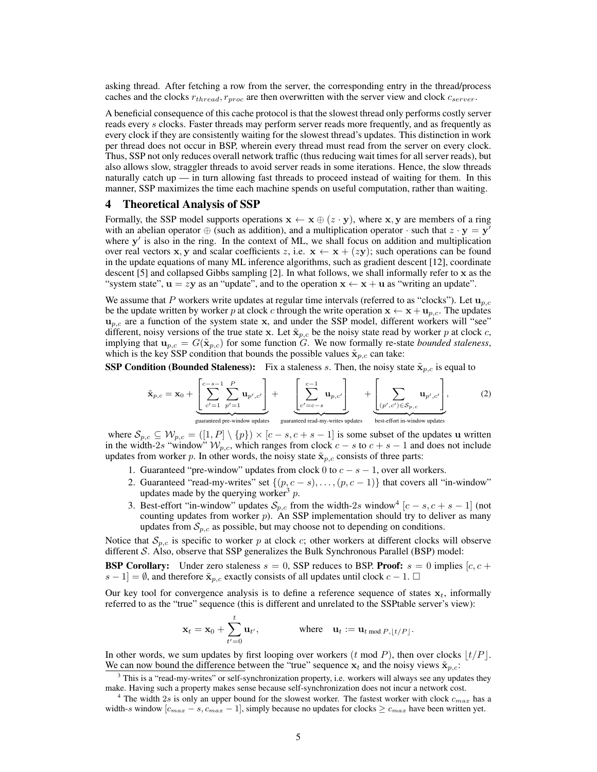asking thread. After fetching a row from the server, the corresponding entry in the thread/process caches and the clocks $r_{thread}, r_{proc}$ are then overwritten with the server view and clock $c_{server}$.

A beneficial consequence of this cache protocol is that the slowest thread only performs costly server reads every $s$ clocks. Faster threads may perform server reads more frequently, and as frequently as every clock if they are consistently waiting for the slowest thread's updates. This distinction in work per thread does not occur in BSP, wherein every thread must read from the server on every clock. Thus, SSP not only reduces overall network traffic (thus reducing wait times for all server reads), but also allows slow, straggler threads to avoid server reads in some iterations. Hence, the slow threads naturally catch up — in turn allowing fast threads to proceed instead of waiting for them. In this manner, SSP maximizes the time each machine spends on useful computation, rather than waiting.

## 4 Theoretical Analysis of SSP

Formally, the SSP model supports operations $\mathbf{x} \leftarrow \mathbf{x} \oplus (z \cdot \mathbf{y})$, where $\mathbf{x}, \mathbf{y}$ are members of a ring with an abelian operator $\oplus$ (such as addition), and a multiplication operator $\cdot$ such that $z \cdot \mathbf{y} = \mathbf{y}'$ where $\mathbf{y}'$ is also in the ring. In the context of ML, we shall focus on addition and multiplication over real vectors $\mathbf{x}, \mathbf{y}$ and scalar coefficients $z$, i.e. $\mathbf{x} \leftarrow \mathbf{x} + (z\mathbf{y})$; such operations can be found in the update equations of many ML inference algorithms, such as gradient descent [12], coordinate descent [5] and collapsed Gibbs sampling [2]. In what follows, we shall informally refer to $\mathbf{x}$ as the "system state", $\mathbf{u} = z\mathbf{y}$ as an "update", and to the operation $\mathbf{x} \leftarrow \mathbf{x} + \mathbf{u}$ as "writing an update".

We assume that $P$ workers write updates at regular time intervals (referred to as "clocks"). Let $\mathbf{u}_{p,c}$ be the update written by worker $p$ at clock $c$ through the write operation $\mathbf{x} \leftarrow \mathbf{x} + \mathbf{u}_{p,c}$. The updates $\mathbf{u}_{p,c}$ are a function of the system state $\mathbf{x}$, and under the SSP model, different workers will "see" different, noisy versions of the true state $\mathbf{x}$. Let $\tilde{\mathbf{x}}_{p,c}$ be the noisy state read by worker $p$ at clock $c$, implying that $\mathbf{u}_{p,c} = G(\tilde{\mathbf{x}}_{p,c})$ for some function $G$. We now formally re-state *bounded staleness*, which is the key SSP condition that bounds the possible values $\tilde{\mathbf{x}}_{p,c}$ can take:

**SSP Condition (Bounded Staleness):** Fix a staleness $s$. Then, the noisy state $\tilde{\mathbf{x}}_{p,c}$ is equal to

$$
\tilde{\mathbf{x}}_{p,c} = \mathbf{x}_0 + \underbrace{\left[\sum_{c'=1}^{c-s-1} \sum_{p'=1}^{P} \mathbf{u}_{p',c'}\right]}_{\text{guaranteed pre-window updates}} + \underbrace{\left[\sum_{c'=c-s}^{c-1} \mathbf{u}_{p,c'}\right]}_{\text{guaranteed read-my-writes updates}} + \underbrace{\left[\sum_{(p',c') \in \mathcal{S}_{p,c}} \mathbf{u}_{p',c'}\right]}_{\text{best-effort in-window updates}}, \tag{2}
$$

where $\mathcal{S}_{p,c} \subseteq \mathcal{W}_{p,c} = ([1, P] \setminus \{p\}) \times [c-s, c+s-1]$ is some subset of the updates $\mathbf{u}$ written in the width-$2s$ "window" $\mathcal{W}_{p,c}$, which ranges from clock $c-s$ to $c+s-1$ and does not include updates from worker $p$. In other words, the noisy state $\tilde{\mathbf{x}}_{p,c}$ consists of three parts:

1. Guaranteed "pre-window" updates from clock 0 to $c-s-1$, over all workers.
2. Guaranteed "read-my-writes" set $\{(p, c-s), \ldots, (p, c-1)\}$ that covers all "in-window" updates made by the querying worker[3] $p$.
3. Best-effort "in-window" updates $\mathcal{S}_{p,c}$ from the width-$2s$ window[4] $[c-s, c+s-1]$ (not counting updates from worker $p$). An SSP implementation should try to deliver as many updates from $\mathcal{S}_{p,c}$ as possible, but may choose not to depending on conditions.

Notice that $\mathcal{S}_{p,c}$ is specific to worker $p$ at clock $c$; other workers at different clocks will observe different $\mathcal{S}$. Also, observe that SSP generalizes the Bulk Synchronous Parallel (BSP) model:

**BSP Corollary:** Under zero staleness $s = 0$, SSP reduces to BSP. **Proof:** $s = 0$ implies $[c, c+s-1] = \emptyset$, and therefore $\tilde{\mathbf{x}}_{p,c}$ exactly consists of all updates until clock $c-1$. $\square$

Our key tool for convergence analysis is to define a reference sequence of states $\mathbf{x}_t$, informally referred to as the "true" sequence (this is different and unrelated to the SSPtable server's view):

$$
\mathbf{x}_t = \mathbf{x}_0 + \sum_{t'=0}^{t} \mathbf{u}_{t'}, \qquad \text{where} \quad \mathbf{u}_t := \mathbf{u}_{t \bmod P, \lfloor t/P \rfloor}.
$$

In other words, we sum updates by first looping over workers ($t \bmod P$), then over clocks $\lfloor t/P \rfloor$. We can now bound the difference between the "true" sequence $\mathbf{x}_t$ and the noisy views $\tilde{\mathbf{x}}_{p,c}$:

[3] This is a "read-my-writes" or self-synchronization property, i.e. workers will always see any updates they make. Having such a property makes sense because self-synchronization does not incur a network cost.

[4] The width $2s$ is only an upper bound for the slowest worker. The fastest worker with clock $c_{max}$ has a width-$s$ window $[c_{max} - s, c_{max} - 1]$, simply because no updates for clocks $\geq c_{max}$ have been written yet.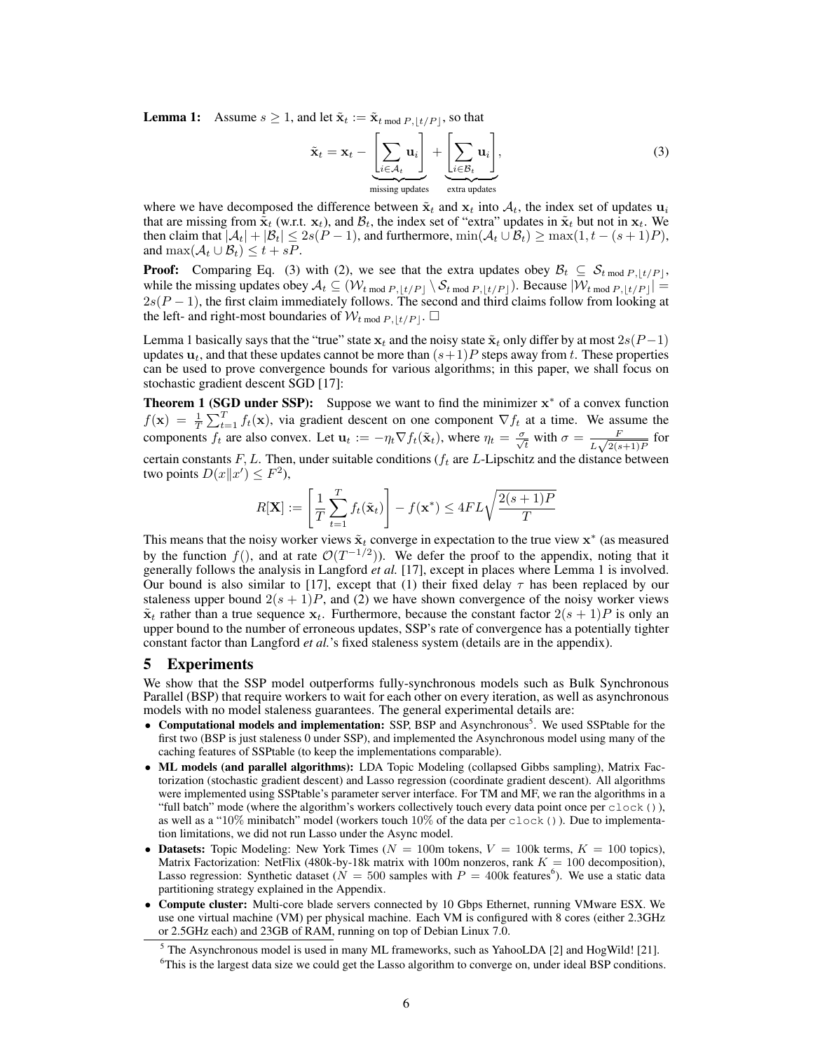**Lemma 1:** Assume $s \geq 1$, and let $\tilde{\mathbf{x}}_t := \tilde{\mathbf{x}}_{t \bmod P, \lfloor t/P \rfloor}$, so that

$$\tilde{\mathbf{x}}_t = \mathbf{x}_t - \underbrace{\left[\sum_{i \in \mathcal{A}_t} \mathbf{u}_i\right]}_{\text{missing updates}} + \underbrace{\left[\sum_{i \in \mathcal{B}_t} \mathbf{u}_i\right]}_{\text{extra updates}}, \tag{3}$$

where we have decomposed the difference between $\tilde{\mathbf{x}}_t$ and $\mathbf{x}_t$ into $\mathcal{A}_t$, the index set of updates $\mathbf{u}_i$ that are missing from $\tilde{\mathbf{x}}_t$ (w.r.t. $\mathbf{x}_t$), and $\mathcal{B}_t$, the index set of "extra" updates in $\tilde{\mathbf{x}}_t$ but not in $\mathbf{x}_t$. We then claim that $|\mathcal{A}_t| + |\mathcal{B}_t| \leq 2s(P-1)$, and furthermore, $\min(\mathcal{A}_t \cup \mathcal{B}_t) \geq \max(1, t-(s+1)P)$, and $\max(\mathcal{A}_t \cup \mathcal{B}_t) \leq t + sP$.

**Proof:** Comparing Eq. (3) with (2), we see that the extra updates obey $\mathcal{B}_t \subseteq \mathcal{S}_{t \bmod P, \lfloor t/P \rfloor}$, while the missing updates obey $\mathcal{A}_t \subseteq (\mathcal{W}_{t \bmod P, \lfloor t/P \rfloor} \setminus \mathcal{S}_{t \bmod P, \lfloor t/P \rfloor})$. Because $|\mathcal{W}_{t \bmod P, \lfloor t/P \rfloor}| = 2s(P-1)$, the first claim immediately follows. The second and third claims follow from looking at the left- and right-most boundaries of $\mathcal{W}_{t \bmod P, \lfloor t/P \rfloor}$. $\square$

Lemma 1 basically says that the "true" state $\mathbf{x}_t$ and the noisy state $\tilde{\mathbf{x}}_t$ only differ by at most $2s(P-1)$ updates $\mathbf{u}_t$, and that these updates cannot be more than $(s+1)P$ steps away from $t$. These properties can be used to prove convergence bounds for various algorithms; in this paper, we shall focus on stochastic gradient descent SGD [17]:

**Theorem 1 (SGD under SSP):** Suppose we want to find the minimizer $\mathbf{x}^*$ of a convex function $f(\mathbf{x}) = \frac{1}{T}\sum_{t=1}^{T} f_t(\mathbf{x})$, via gradient descent on one component $\nabla f_t$ at a time. We assume the components $f_t$ are also convex. Let $\mathbf{u}_t := -\eta_t \nabla f_t(\tilde{\mathbf{x}}_t)$, where $\eta_t = \frac{\sigma}{\sqrt{t}}$ with $\sigma = \frac{F}{L\sqrt{2(s+1)P}}$ for certain constants $F, L$. Then, under suitable conditions ($f_t$ are $L$-Lipschitz and the distance between two points $D(x\|x') \leq F^2$),

$$R[\mathbf{X}] := \left[\frac{1}{T}\sum_{t=1}^{T} f_t(\tilde{\mathbf{x}}_t)\right] - f(\mathbf{x}^*) \leq 4FL\sqrt{\frac{2(s+1)P}{T}}$$

This means that the noisy worker views $\tilde{\mathbf{x}}_t$ converge in expectation to the true view $\mathbf{x}^*$ (as measured by the function $f()$, and at rate $\mathcal{O}(T^{-1/2})$). We defer the proof to the appendix, noting that it generally follows the analysis in Langford *et al.* [17], except in places where Lemma 1 is involved. Our bound is also similar to [17], except that (1) their fixed delay $\tau$ has been replaced by our staleness upper bound $2(s+1)P$, and (2) we have shown convergence of the noisy worker views $\tilde{\mathbf{x}}_t$ rather than a true sequence $\mathbf{x}_t$. Furthermore, because the constant factor $2(s+1)P$ is only an upper bound to the number of erroneous updates, SSP's rate of convergence has a potentially tighter constant factor than Langford *et al.*'s fixed staleness system (details are in the appendix).

## 5 Experiments

We show that the SSP model outperforms fully-synchronous models such as Bulk Synchronous Parallel (BSP) that require workers to wait for each other on every iteration, as well as asynchronous models with no model staleness guarantees. The general experimental details are:

- **Computational models and implementation:** SSP, BSP and Asynchronous[5]. We used SSPtable for the first two (BSP is just staleness 0 under SSP), and implemented the Asynchronous model using many of the caching features of SSPtable (to keep the implementations comparable).
- **ML models (and parallel algorithms):** LDA Topic Modeling (collapsed Gibbs sampling), Matrix Factorization (stochastic gradient descent) and Lasso regression (coordinate gradient descent). All algorithms were implemented using SSPtable's parameter server interface. For TM and MF, we ran the algorithms in a "full batch" mode (where the algorithm's workers collectively touch every data point once per `clock()`), as well as a "10% minibatch" model (workers touch 10% of the data per `clock()`). Due to implementation limitations, we did not run Lasso under the Async model.
- **Datasets:** Topic Modeling: New York Times ($N = 100$m tokens, $V = 100$k terms, $K = 100$ topics), Matrix Factorization: NetFlix (480k-by-18k matrix with 100m nonzeros, rank $K = 100$ decomposition), Lasso regression: Synthetic dataset ($N = 500$ samples with $P = 400$k features[6]). We use a static data partitioning strategy explained in the Appendix.
- **Compute cluster:** Multi-core blade servers connected by 10 Gbps Ethernet, running VMware ESX. We use one virtual machine (VM) per physical machine. Each VM is configured with 8 cores (either 2.3GHz or 2.5GHz each) and 23GB of RAM, running on top of Debian Linux 7.0.

[5] The Asynchronous model is used in many ML frameworks, such as YahooLDA [2] and HogWild! [21].

[6] This is the largest data size we could get the Lasso algorithm to converge on, under ideal BSP conditions.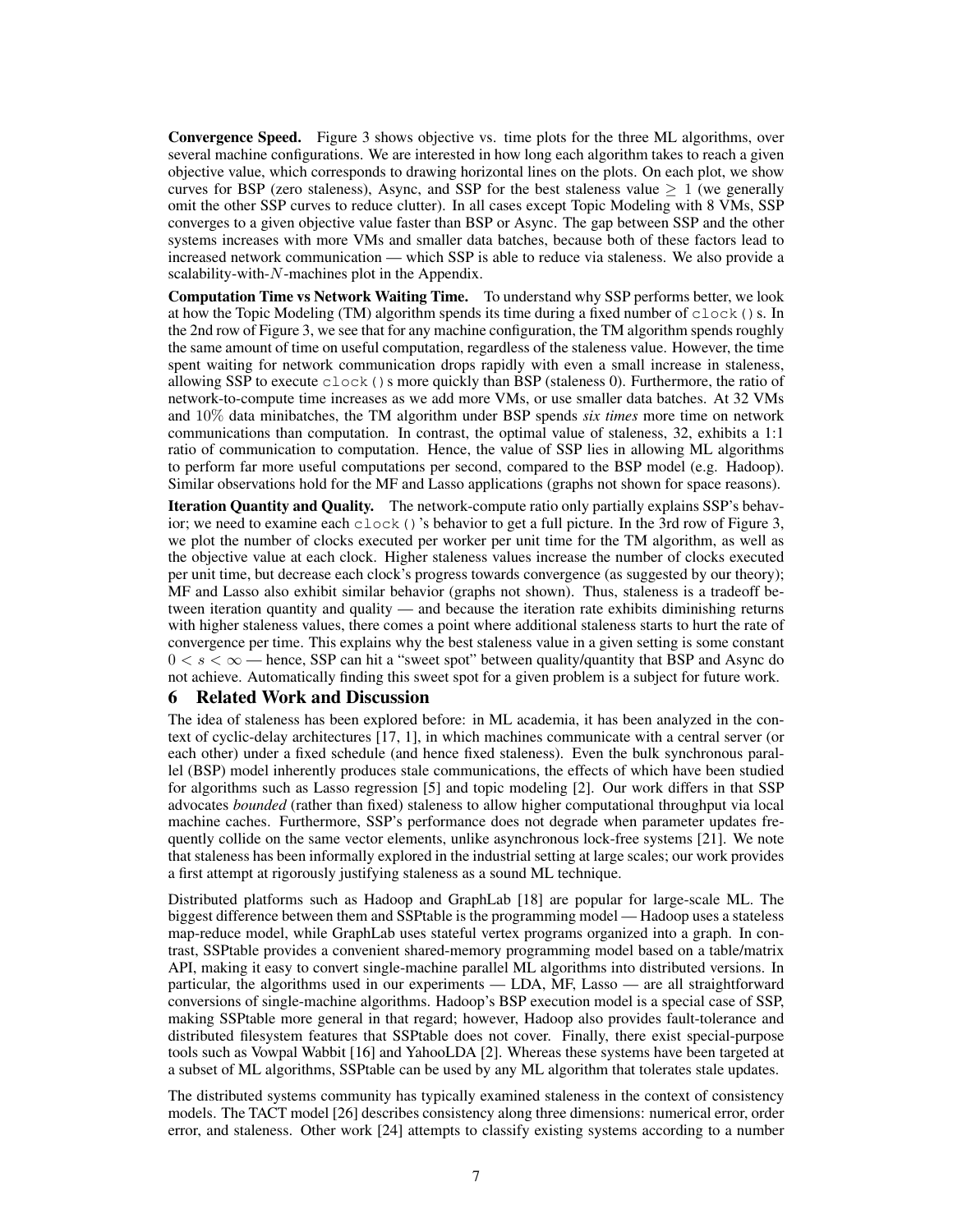**Convergence Speed.** Figure 3 shows objective vs. time plots for the three ML algorithms, over several machine configurations. We are interested in how long each algorithm takes to reach a given objective value, which corresponds to drawing horizontal lines on the plots. On each plot, we show curves for BSP (zero staleness), Async, and SSP for the best staleness value $\geq 1$ (we generally omit the other SSP curves to reduce clutter). In all cases except Topic Modeling with 8 VMs, SSP converges to a given objective value faster than BSP or Async. The gap between SSP and the other systems increases with more VMs and smaller data batches, because both of these factors lead to increased network communication — which SSP is able to reduce via staleness. We also provide a scalability-with-$N$-machines plot in the Appendix.

**Computation Time vs Network Waiting Time.** To understand why SSP performs better, we look at how the Topic Modeling (TM) algorithm spends its time during a fixed number of `clock()`s. In the 2nd row of Figure 3, we see that for any machine configuration, the TM algorithm spends roughly the same amount of time on useful computation, regardless of the staleness value. However, the time spent waiting for network communication drops rapidly with even a small increase in staleness, allowing SSP to execute `clock()`s more quickly than BSP (staleness 0). Furthermore, the ratio of network-to-compute time increases as we add more VMs, or use smaller data batches. At 32 VMs and $10\%$ data minibatches, the TM algorithm under BSP spends *six times* more time on network communications than computation. In contrast, the optimal value of staleness, 32, exhibits a 1:1 ratio of communication to computation. Hence, the value of SSP lies in allowing ML algorithms to perform far more useful computations per second, compared to the BSP model (e.g. Hadoop). Similar observations hold for the MF and Lasso applications (graphs not shown for space reasons).

**Iteration Quantity and Quality.** The network-compute ratio only partially explains SSP's behavior; we need to examine each `clock()`'s behavior to get a full picture. In the 3rd row of Figure 3, we plot the number of clocks executed per worker per unit time for the TM algorithm, as well as the objective value at each clock. Higher staleness values increase the number of clocks executed per unit time, but decrease each clock's progress towards convergence (as suggested by our theory); MF and Lasso also exhibit similar behavior (graphs not shown). Thus, staleness is a tradeoff between iteration quantity and quality — and because the iteration rate exhibits diminishing returns with higher staleness values, there comes a point where additional staleness starts to hurt the rate of convergence per time. This explains why the best staleness value in a given setting is some constant $0 < s < \infty$ — hence, SSP can hit a "sweet spot" between quality/quantity that BSP and Async do not achieve. Automatically finding this sweet spot for a given problem is a subject for future work.

# 6 Related Work and Discussion

The idea of staleness has been explored before: in ML academia, it has been analyzed in the context of cyclic-delay architectures [17, 1], in which machines communicate with a central server (or each other) under a fixed schedule (and hence fixed staleness). Even the bulk synchronous parallel (BSP) model inherently produces stale communications, the effects of which have been studied for algorithms such as Lasso regression [5] and topic modeling [2]. Our work differs in that SSP advocates *bounded* (rather than fixed) staleness to allow higher computational throughput via local machine caches. Furthermore, SSP's performance does not degrade when parameter updates frequently collide on the same vector elements, unlike asynchronous lock-free systems [21]. We note that staleness has been informally explored in the industrial setting at large scales; our work provides a first attempt at rigorously justifying staleness as a sound ML technique.

Distributed platforms such as Hadoop and GraphLab [18] are popular for large-scale ML. The biggest difference between them and SSPtable is the programming model — Hadoop uses a stateless map-reduce model, while GraphLab uses stateful vertex programs organized into a graph. In contrast, SSPtable provides a convenient shared-memory programming model based on a table/matrix API, making it easy to convert single-machine parallel ML algorithms into distributed versions. In particular, the algorithms used in our experiments — LDA, MF, Lasso — are all straightforward conversions of single-machine algorithms. Hadoop's BSP execution model is a special case of SSP, making SSPtable more general in that regard; however, Hadoop also provides fault-tolerance and distributed filesystem features that SSPtable does not cover. Finally, there exist special-purpose tools such as Vowpal Wabbit [16] and YahooLDA [2]. Whereas these systems have been targeted at a subset of ML algorithms, SSPtable can be used by any ML algorithm that tolerates stale updates.

The distributed systems community has typically examined staleness in the context of consistency models. The TACT model [26] describes consistency along three dimensions: numerical error, order error, and staleness. Other work [24] attempts to classify existing systems according to a number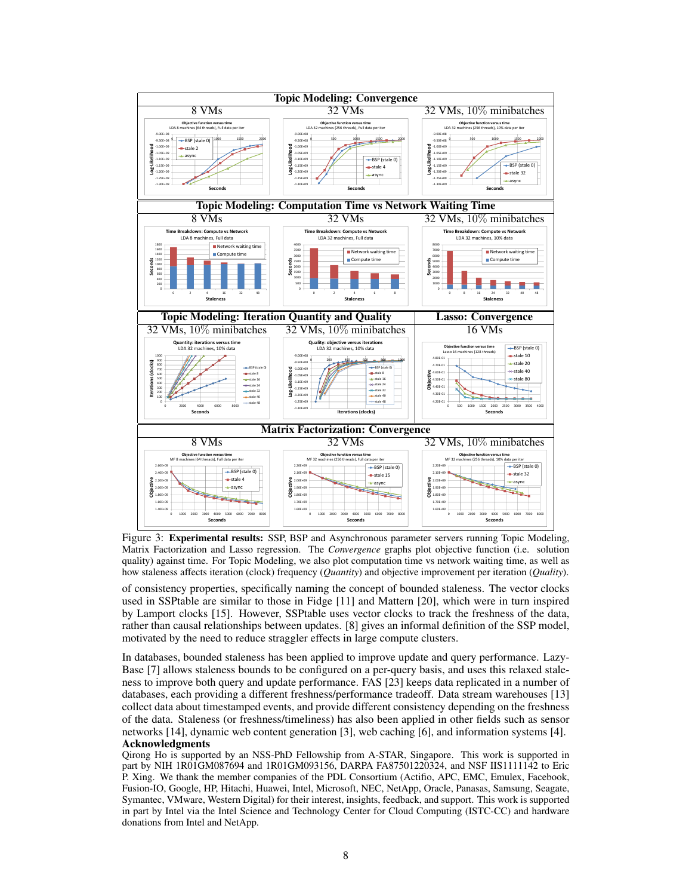Figure 3: **Experimental results:** SSP, BSP and Asynchronous parameter servers running Topic Modeling, Matrix Factorization and Lasso regression. The *Convergence* graphs plot objective function (i.e. solution quality) against time. For Topic Modeling, we also plot computation time vs network waiting time, as well as how staleness affects iteration (clock) frequency (*Quantity*) and objective improvement per iteration (*Quality*).

of consistency properties, specifically naming the concept of bounded staleness. The vector clocks used in SSPtable are similar to those in Fidge [11] and Mattern [20], which were in turn inspired by Lamport clocks [15]. However, SSPtable uses vector clocks to track the freshness of the data, rather than causal relationships between updates. [8] gives an informal definition of the SSP model, motivated by the need to reduce straggler effects in large compute clusters.

In databases, bounded staleness has been applied to improve update and query performance. LazyBase [7] allows staleness bounds to be configured on a per-query basis, and uses this relaxed staleness to improve both query and update performance. FAS [23] keeps data replicated in a number of databases, each providing a different freshness/performance tradeoff. Data stream warehouses [13] collect data about timestamped events, and provide different consistency depending on the freshness of the data. Staleness (or freshness/timeliness) has also been applied in other fields such as sensor networks [14], dynamic web content generation [3], web caching [6], and information systems [4].

## Acknowledgments

Qirong Ho is supported by an NSS-PhD Fellowship from A-STAR, Singapore. This work is supported in part by NIH 1R01GM087694 and 1R01GM093156, DARPA FA87501220324, and NSF IIS1111142 to Eric P. Xing. We thank the member companies of the PDL Consortium (Actifio, APC, EMC, Emulex, Facebook, Fusion-IO, Google, HP, Hitachi, Huawei, Intel, Microsoft, NEC, NetApp, Oracle, Panasas, Samsung, Seagate, Symantec, VMware, Western Digital) for their interest, insights, feedback, and support. This work is supported in part by Intel via the Intel Science and Technology Center for Cloud Computing (ISTC-CC) and hardware donations from Intel and NetApp.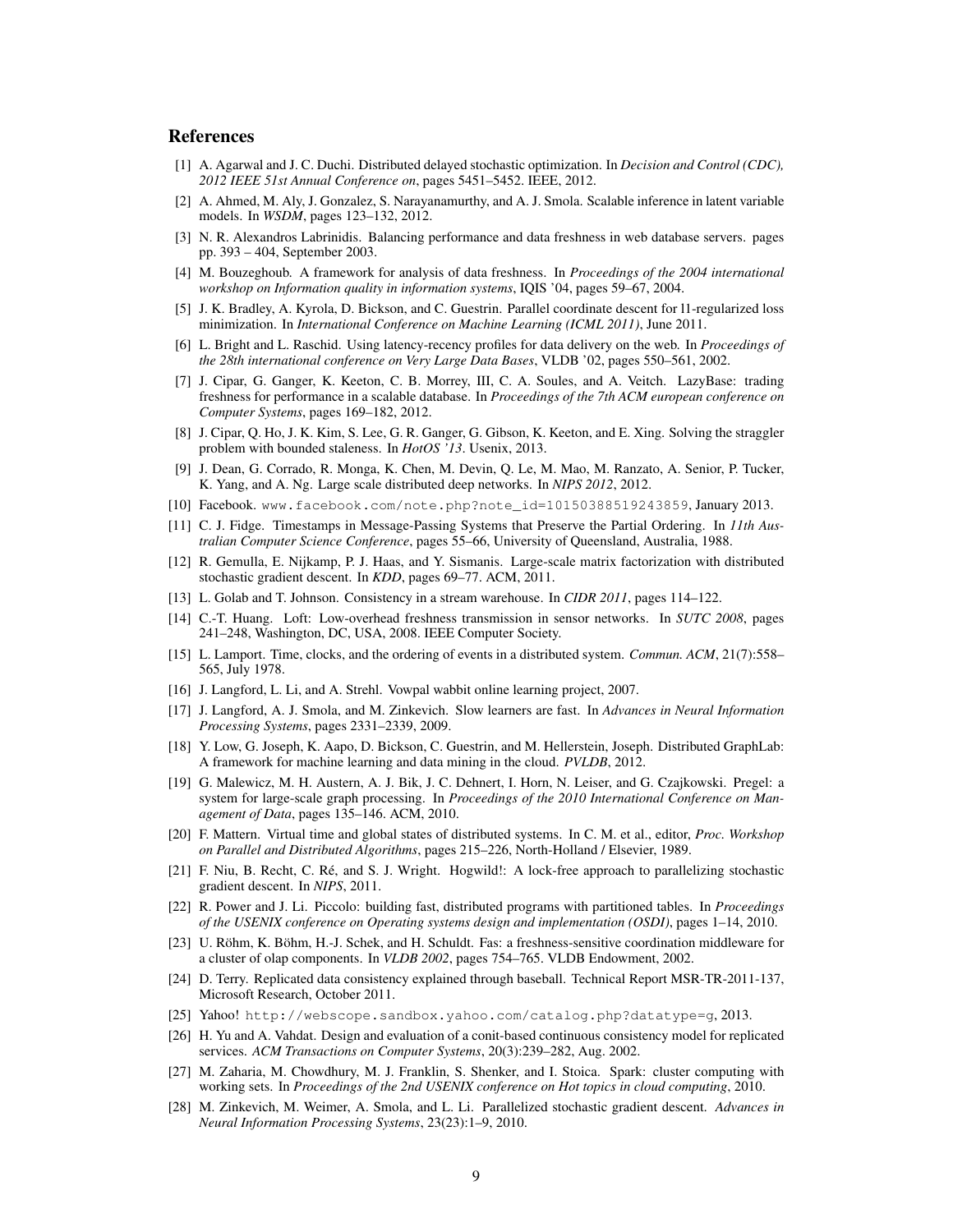## References

[1] A. Agarwal and J. C. Duchi. Distributed delayed stochastic optimization. In *Decision and Control (CDC), 2012 IEEE 51st Annual Conference on*, pages 5451–5452. IEEE, 2012.

[2] A. Ahmed, M. Aly, J. Gonzalez, S. Narayanamurthy, and A. J. Smola. Scalable inference in latent variable models. In *WSDM*, pages 123–132, 2012.

[3] N. R. Alexandros Labrinidis. Balancing performance and data freshness in web database servers. pages pp. 393 – 404, September 2003.

[4] M. Bouzeghoub. A framework for analysis of data freshness. In *Proceedings of the 2004 international workshop on Information quality in information systems*, IQIS '04, pages 59–67, 2004.

[5] J. K. Bradley, A. Kyrola, D. Bickson, and C. Guestrin. Parallel coordinate descent for l1-regularized loss minimization. In *International Conference on Machine Learning (ICML 2011)*, June 2011.

[6] L. Bright and L. Raschid. Using latency-recency profiles for data delivery on the web. In *Proceedings of the 28th international conference on Very Large Data Bases*, VLDB '02, pages 550–561, 2002.

[7] J. Cipar, G. Ganger, K. Keeton, C. B. Morrey, III, C. A. Soules, and A. Veitch. LazyBase: trading freshness for performance in a scalable database. In *Proceedings of the 7th ACM european conference on Computer Systems*, pages 169–182, 2012.

[8] J. Cipar, Q. Ho, J. K. Kim, S. Lee, G. R. Ganger, G. Gibson, K. Keeton, and E. Xing. Solving the straggler problem with bounded staleness. In *HotOS '13*. Usenix, 2013.

[9] J. Dean, G. Corrado, R. Monga, K. Chen, M. Devin, Q. Le, M. Mao, M. Ranzato, A. Senior, P. Tucker, K. Yang, and A. Ng. Large scale distributed deep networks. In *NIPS 2012*, 2012.

[10] Facebook. `www.facebook.com/note.php?note_id=10150388519243859`, January 2013.

[11] C. J. Fidge. Timestamps in Message-Passing Systems that Preserve the Partial Ordering. In *11th Australian Computer Science Conference*, pages 55–66, University of Queensland, Australia, 1988.

[12] R. Gemulla, E. Nijkamp, P. J. Haas, and Y. Sismanis. Large-scale matrix factorization with distributed stochastic gradient descent. In *KDD*, pages 69–77. ACM, 2011.

[13] L. Golab and T. Johnson. Consistency in a stream warehouse. In *CIDR 2011*, pages 114–122.

[14] C.-T. Huang. Loft: Low-overhead freshness transmission in sensor networks. In *SUTC 2008*, pages 241–248, Washington, DC, USA, 2008. IEEE Computer Society.

[15] L. Lamport. Time, clocks, and the ordering of events in a distributed system. *Commun. ACM*, 21(7):558–565, July 1978.

[16] J. Langford, L. Li, and A. Strehl. Vowpal wabbit online learning project, 2007.

[17] J. Langford, A. J. Smola, and M. Zinkevich. Slow learners are fast. In *Advances in Neural Information Processing Systems*, pages 2331–2339, 2009.

[18] Y. Low, G. Joseph, K. Aapo, D. Bickson, C. Guestrin, and M. Hellerstein, Joseph. Distributed GraphLab: A framework for machine learning and data mining in the cloud. *PVLDB*, 2012.

[19] G. Malewicz, M. H. Austern, A. J. Bik, J. C. Dehnert, I. Horn, N. Leiser, and G. Czajkowski. Pregel: a system for large-scale graph processing. In *Proceedings of the 2010 International Conference on Management of Data*, pages 135–146. ACM, 2010.

[20] F. Mattern. Virtual time and global states of distributed systems. In C. M. et al., editor, *Proc. Workshop on Parallel and Distributed Algorithms*, pages 215–226, North-Holland / Elsevier, 1989.

[21] F. Niu, B. Recht, C. Ré, and S. J. Wright. Hogwild!: A lock-free approach to parallelizing stochastic gradient descent. In *NIPS*, 2011.

[22] R. Power and J. Li. Piccolo: building fast, distributed programs with partitioned tables. In *Proceedings of the USENIX conference on Operating systems design and implementation (OSDI)*, pages 1–14, 2010.

[23] U. Röhm, K. Böhm, H.-J. Schek, and H. Schuldt. Fas: a freshness-sensitive coordination middleware for a cluster of olap components. In *VLDB 2002*, pages 754–765. VLDB Endowment, 2002.

[24] D. Terry. Replicated data consistency explained through baseball. Technical Report MSR-TR-2011-137, Microsoft Research, October 2011.

[25] Yahoo! `http://webscope.sandbox.yahoo.com/catalog.php?datatype=g`, 2013.

[26] H. Yu and A. Vahdat. Design and evaluation of a conit-based continuous consistency model for replicated services. *ACM Transactions on Computer Systems*, 20(3):239–282, Aug. 2002.

[27] M. Zaharia, M. Chowdhury, M. J. Franklin, S. Shenker, and I. Stoica. Spark: cluster computing with working sets. In *Proceedings of the 2nd USENIX conference on Hot topics in cloud computing*, 2010.

[28] M. Zinkevich, M. Weimer, A. Smola, and L. Li. Parallelized stochastic gradient descent. *Advances in Neural Information Processing Systems*, 23(23):1–9, 2010.